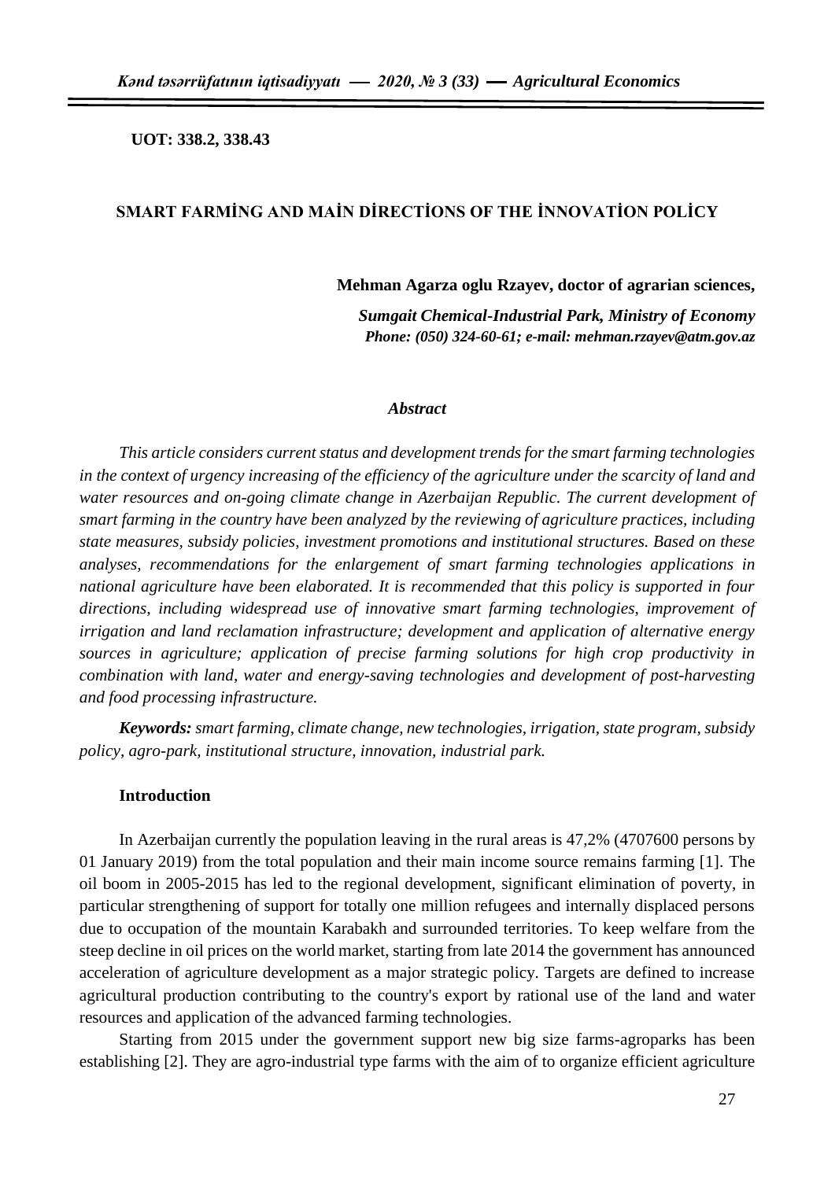**UOT: 338.2, 338.43**

# SMART FARMİNG AND MAİN DİRECTİONS OF THE İNNOVATİON POLİCY

**Mehman Agarza oglu Rzayev, doctor of agrarian sciences,**

***Sumgait Chemical-Industrial Park, Ministry of Economy***
***Phone: (050) 324-60-61; e-mail: mehman.rzayev@atm.gov.az***

***Abstract***

*This article considers current status and development trends for the smart farming technologies in the context of urgency increasing of the efficiency of the agriculture under the scarcity of land and water resources and on-going climate change in Azerbaijan Republic. The current development of smart farming in the country have been analyzed by the reviewing of agriculture practices, including state measures, subsidy policies, investment promotions and institutional structures. Based on these analyses, recommendations for the enlargement of smart farming technologies applications in national agriculture have been elaborated. It is recommended that this policy is supported in four directions, including widespread use of innovative smart farming technologies, improvement of irrigation and land reclamation infrastructure; development and application of alternative energy sources in agriculture; application of precise farming solutions for high crop productivity in combination with land, water and energy-saving technologies and development of post-harvesting and food processing infrastructure.*

***Keywords:*** *smart farming, climate change, new technologies, irrigation, state program, subsidy policy, agro-park, institutional structure, innovation, industrial park.*

## Introduction

In Azerbaijan currently the population leaving in the rural areas is 47,2% (4707600 persons by 01 January 2019) from the total population and their main income source remains farming [1]. The oil boom in 2005-2015 has led to the regional development, significant elimination of poverty, in particular strengthening of support for totally one million refugees and internally displaced persons due to occupation of the mountain Karabakh and surrounded territories. To keep welfare from the steep decline in oil prices on the world market, starting from late 2014 the government has announced acceleration of agriculture development as a major strategic policy. Targets are defined to increase agricultural production contributing to the country's export by rational use of the land and water resources and application of the advanced farming technologies.

Starting from 2015 under the government support new big size farms-agroparks has been establishing [2]. They are agro-industrial type farms with the aim of to organize efficient agriculture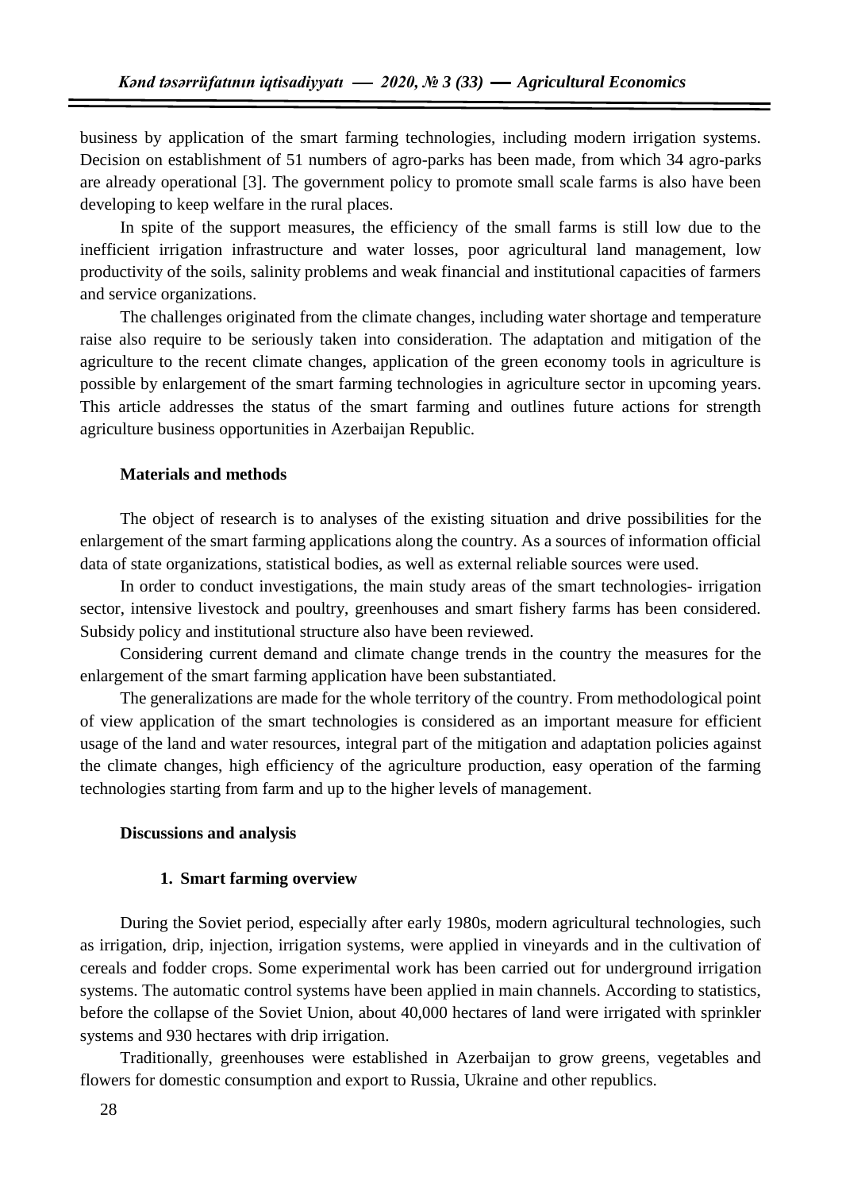business by application of the smart farming technologies, including modern irrigation systems. Decision on establishment of 51 numbers of agro-parks has been made, from which 34 agro-parks are already operational [3]. The government policy to promote small scale farms is also have been developing to keep welfare in the rural places.

In spite of the support measures, the efficiency of the small farms is still low due to the inefficient irrigation infrastructure and water losses, poor agricultural land management, low productivity of the soils, salinity problems and weak financial and institutional capacities of farmers and service organizations.

The challenges originated from the climate changes, including water shortage and temperature raise also require to be seriously taken into consideration. The adaptation and mitigation of the agriculture to the recent climate changes, application of the green economy tools in agriculture is possible by enlargement of the smart farming technologies in agriculture sector in upcoming years. This article addresses the status of the smart farming and outlines future actions for strength agriculture business opportunities in Azerbaijan Republic.

**Materials and methods**

The object of research is to analyses of the existing situation and drive possibilities for the enlargement of the smart farming applications along the country. As a sources of information official data of state organizations, statistical bodies, as well as external reliable sources were used.

In order to conduct investigations, the main study areas of the smart technologies- irrigation sector, intensive livestock and poultry, greenhouses and smart fishery farms has been considered. Subsidy policy and institutional structure also have been reviewed.

Considering current demand and climate change trends in the country the measures for the enlargement of the smart farming application have been substantiated.

The generalizations are made for the whole territory of the country. From methodological point of view application of the smart technologies is considered as an important measure for efficient usage of the land and water resources, integral part of the mitigation and adaptation policies against the climate changes, high efficiency of the agriculture production, easy operation of the farming technologies starting from farm and up to the higher levels of management.

**Discussions and analysis**

**1. Smart farming overview**

During the Soviet period, especially after early 1980s, modern agricultural technologies, such as irrigation, drip, injection, irrigation systems, were applied in vineyards and in the cultivation of cereals and fodder crops. Some experimental work has been carried out for underground irrigation systems. The automatic control systems have been applied in main channels. According to statistics, before the collapse of the Soviet Union, about 40,000 hectares of land were irrigated with sprinkler systems and 930 hectares with drip irrigation.

Traditionally, greenhouses were established in Azerbaijan to grow greens, vegetables and flowers for domestic consumption and export to Russia, Ukraine and other republics.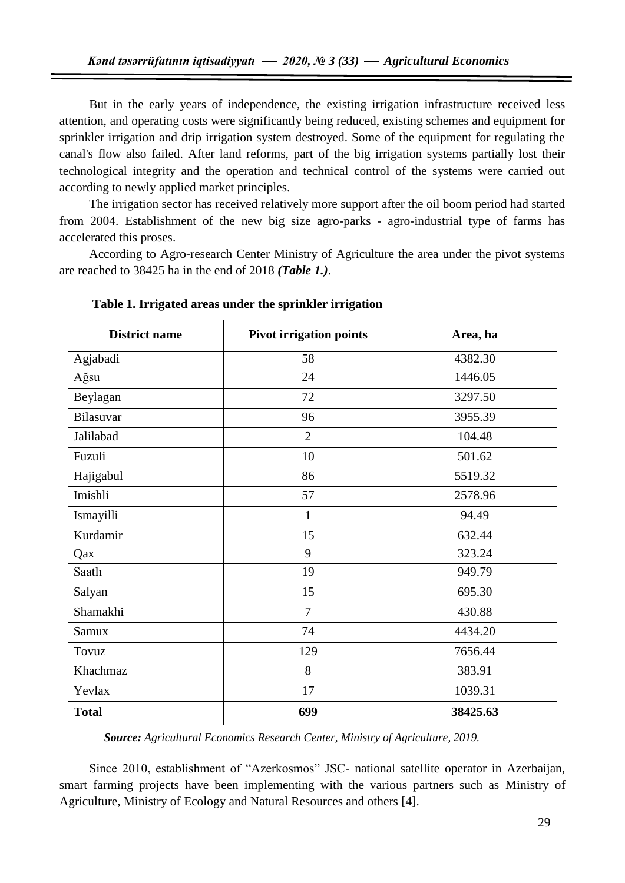But in the early years of independence, the existing irrigation infrastructure received less attention, and operating costs were significantly being reduced, existing schemes and equipment for sprinkler irrigation and drip irrigation system destroyed. Some of the equipment for regulating the canal's flow also failed. After land reforms, part of the big irrigation systems partially lost their technological integrity and the operation and technical control of the systems were carried out according to newly applied market principles.

The irrigation sector has received relatively more support after the oil boom period had started from 2004. Establishment of the new big size agro-parks - agro-industrial type of farms has accelerated this proses.

According to Agro-research Center Ministry of Agriculture the area under the pivot systems are reached to 38425 ha in the end of 2018 ***(Table 1.)***.

**Table 1. Irrigated areas under the sprinkler irrigation**

| District name | Pivot irrigation points | Area, ha |
|---|---|---|
| Agjabadi | 58 | 4382.30 |
| Ağsu | 24 | 1446.05 |
| Beylagan | 72 | 3297.50 |
| Bilasuvar | 96 | 3955.39 |
| Jalilabad | 2 | 104.48 |
| Fuzuli | 10 | 501.62 |
| Hajigabul | 86 | 5519.32 |
| Imishli | 57 | 2578.96 |
| Ismayilli | 1 | 94.49 |
| Kurdamir | 15 | 632.44 |
| Qax | 9 | 323.24 |
| Saatlı | 19 | 949.79 |
| Salyan | 15 | 695.30 |
| Shamakhi | 7 | 430.88 |
| Samux | 74 | 4434.20 |
| Tovuz | 129 | 7656.44 |
| Khachmaz | 8 | 383.91 |
| Yevlax | 17 | 1039.31 |
| **Total** | **699** | **38425.63** |

***Source:*** *Agricultural Economics Research Center, Ministry of Agriculture, 2019.*

Since 2010, establishment of "Azerkosmos" JSC- national satellite operator in Azerbaijan, smart farming projects have been implementing with the various partners such as Ministry of Agriculture, Ministry of Ecology and Natural Resources and others [4].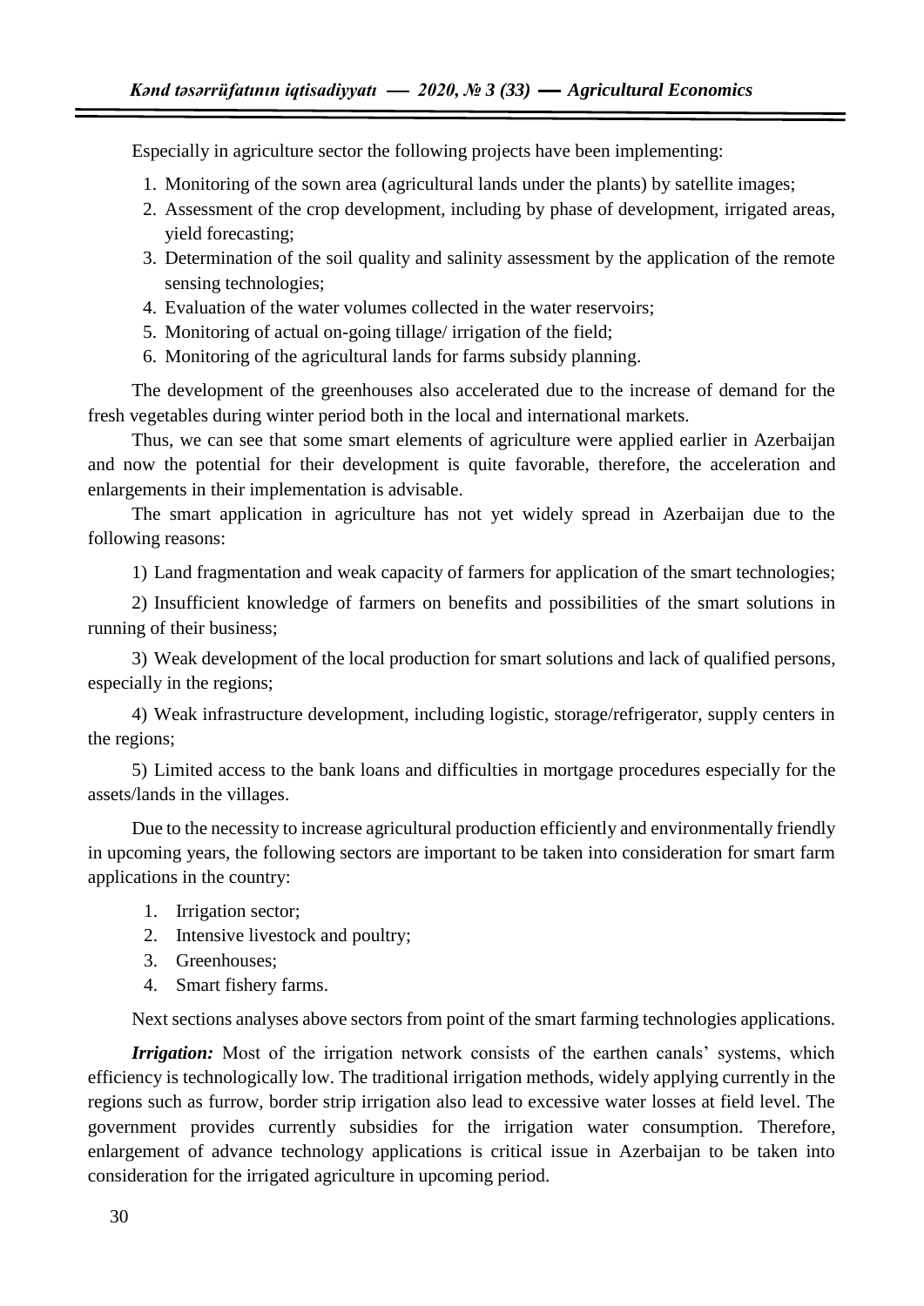Especially in agriculture sector the following projects have been implementing:

1. Monitoring of the sown area (agricultural lands under the plants) by satellite images;
2. Assessment of the crop development, including by phase of development, irrigated areas, yield forecasting;
3. Determination of the soil quality and salinity assessment by the application of the remote sensing technologies;
4. Evaluation of the water volumes collected in the water reservoirs;
5. Monitoring of actual on-going tillage/ irrigation of the field;
6. Monitoring of the agricultural lands for farms subsidy planning.

The development of the greenhouses also accelerated due to the increase of demand for the fresh vegetables during winter period both in the local and international markets.

Thus, we can see that some smart elements of agriculture were applied earlier in Azerbaijan and now the potential for their development is quite favorable, therefore, the acceleration and enlargements in their implementation is advisable.

The smart application in agriculture has not yet widely spread in Azerbaijan due to the following reasons:

1) Land fragmentation and weak capacity of farmers for application of the smart technologies;

2) Insufficient knowledge of farmers on benefits and possibilities of the smart solutions in running of their business;

3) Weak development of the local production for smart solutions and lack of qualified persons, especially in the regions;

4) Weak infrastructure development, including logistic, storage/refrigerator, supply centers in the regions;

5) Limited access to the bank loans and difficulties in mortgage procedures especially for the assets/lands in the villages.

Due to the necessity to increase agricultural production efficiently and environmentally friendly in upcoming years, the following sectors are important to be taken into consideration for smart farm applications in the country:

1. Irrigation sector;
2. Intensive livestock and poultry;
3. Greenhouses;
4. Smart fishery farms.

Next sections analyses above sectors from point of the smart farming technologies applications.

***Irrigation:*** Most of the irrigation network consists of the earthen canals' systems, which efficiency is technologically low. The traditional irrigation methods, widely applying currently in the regions such as furrow, border strip irrigation also lead to excessive water losses at field level. The government provides currently subsidies for the irrigation water consumption. Therefore, enlargement of advance technology applications is critical issue in Azerbaijan to be taken into consideration for the irrigated agriculture in upcoming period.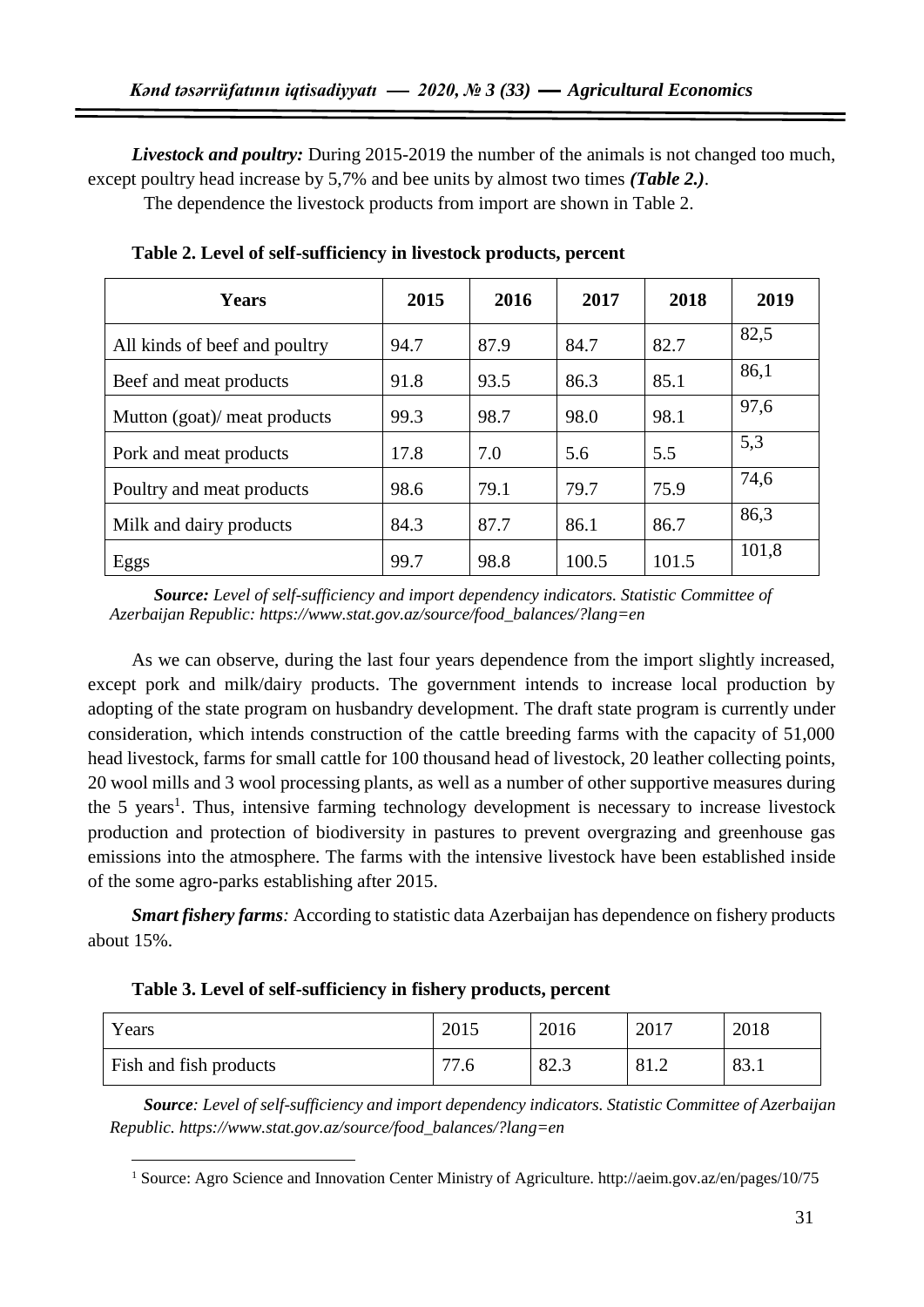***Livestock and poultry:*** During 2015-2019 the number of the animals is not changed too much, except poultry head increase by 5,7% and bee units by almost two times ***(Table 2.)***.

The dependence the livestock products from import are shown in Table 2.

**Table 2. Level of self-sufficiency in livestock products, percent**

| Years | 2015 | 2016 | 2017 | 2018 | 2019 |
|---|---|---|---|---|---|
| All kinds of beef and poultry | 94.7 | 87.9 | 84.7 | 82.7 | 82,5 |
| Beef and meat products | 91.8 | 93.5 | 86.3 | 85.1 | 86,1 |
| Mutton (goat)/ meat products | 99.3 | 98.7 | 98.0 | 98.1 | 97,6 |
| Pork and meat products | 17.8 | 7.0 | 5.6 | 5.5 | 5,3 |
| Poultry and meat products | 98.6 | 79.1 | 79.7 | 75.9 | 74,6 |
| Milk and dairy products | 84.3 | 87.7 | 86.1 | 86.7 | 86,3 |
| Eggs | 99.7 | 98.8 | 100.5 | 101.5 | 101,8 |

***Source:*** *Level of self-sufficiency and import dependency indicators. Statistic Committee of Azerbaijan Republic: https://www.stat.gov.az/source/food_balances/?lang=en*

As we can observe, during the last four years dependence from the import slightly increased, except pork and milk/dairy products. The government intends to increase local production by adopting of the state program on husbandry development. The draft state program is currently under consideration, which intends construction of the cattle breeding farms with the capacity of 51,000 head livestock, farms for small cattle for 100 thousand head of livestock, 20 leather collecting points, 20 wool mills and 3 wool processing plants, as well as a number of other supportive measures during the 5 years[1]. Thus, intensive farming technology development is necessary to increase livestock production and protection of biodiversity in pastures to prevent overgrazing and greenhouse gas emissions into the atmosphere. The farms with the intensive livestock have been established inside of the some agro-parks establishing after 2015.

***Smart fishery farms:*** According to statistic data Azerbaijan has dependence on fishery products about 15%.

**Table 3. Level of self-sufficiency in fishery products, percent**

| Years | 2015 | 2016 | 2017 | 2018 |
|---|---|---|---|---|
| Fish and fish products | 77.6 | 82.3 | 81.2 | 83.1 |

***Source****: Level of self-sufficiency and import dependency indicators. Statistic Committee of Azerbaijan Republic. https://www.stat.gov.az/source/food_balances/?lang=en*

[1] Source: Agro Science and Innovation Center Ministry of Agriculture. http://aeim.gov.az/en/pages/10/75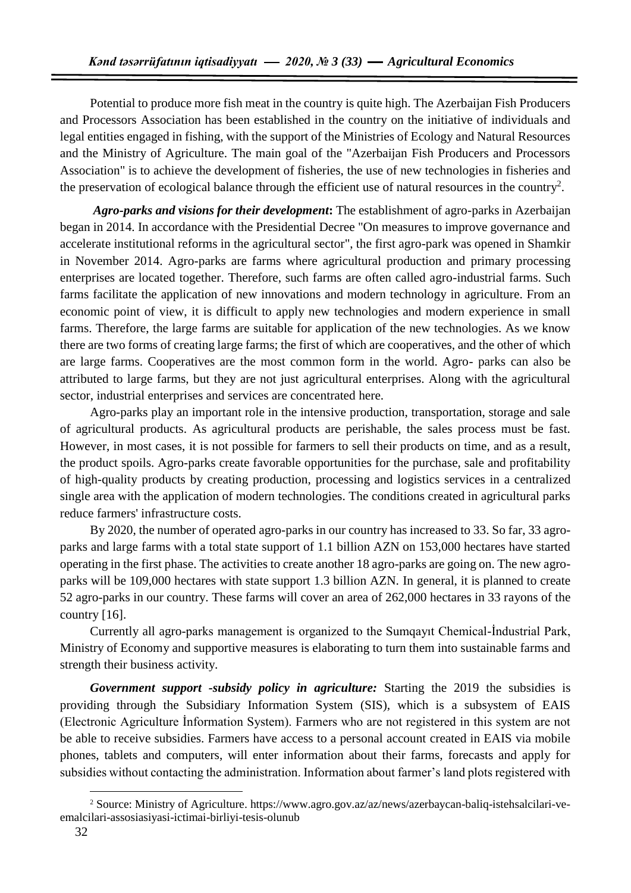Potential to produce more fish meat in the country is quite high. The Azerbaijan Fish Producers and Processors Association has been established in the country on the initiative of individuals and legal entities engaged in fishing, with the support of the Ministries of Ecology and Natural Resources and the Ministry of Agriculture. The main goal of the "Azerbaijan Fish Producers and Processors Association" is to achieve the development of fisheries, the use of new technologies in fisheries and the preservation of ecological balance through the efficient use of natural resources in the country[2].

***Agro-parks and visions for their development*:** The establishment of agro-parks in Azerbaijan began in 2014. In accordance with the Presidential Decree "On measures to improve governance and accelerate institutional reforms in the agricultural sector", the first agro-park was opened in Shamkir in November 2014. Agro-parks are farms where agricultural production and primary processing enterprises are located together. Therefore, such farms are often called agro-industrial farms. Such farms facilitate the application of new innovations and modern technology in agriculture. From an economic point of view, it is difficult to apply new technologies and modern experience in small farms. Therefore, the large farms are suitable for application of the new technologies. As we know there are two forms of creating large farms; the first of which are cooperatives, and the other of which are large farms. Cooperatives are the most common form in the world. Agro- parks can also be attributed to large farms, but they are not just agricultural enterprises. Along with the agricultural sector, industrial enterprises and services are concentrated here.

Agro-parks play an important role in the intensive production, transportation, storage and sale of agricultural products. As agricultural products are perishable, the sales process must be fast. However, in most cases, it is not possible for farmers to sell their products on time, and as a result, the product spoils. Agro-parks create favorable opportunities for the purchase, sale and profitability of high-quality products by creating production, processing and logistics services in a centralized single area with the application of modern technologies. The conditions created in agricultural parks reduce farmers' infrastructure costs.

By 2020, the number of operated agro-parks in our country has increased to 33. So far, 33 agro-parks and large farms with a total state support of 1.1 billion AZN on 153,000 hectares have started operating in the first phase. The activities to create another 18 agro-parks are going on. The new agro-parks will be 109,000 hectares with state support 1.3 billion AZN. In general, it is planned to create 52 agro-parks in our country. These farms will cover an area of 262,000 hectares in 33 rayons of the country [16].

Currently all agro-parks management is organized to the Sumqayıt Chemical-İndustrial Park, Ministry of Economy and supportive measures is elaborating to turn them into sustainable farms and strength their business activity.

***Government support -subsidy policy in agriculture:*** Starting the 2019 the subsidies is providing through the Subsidiary Information System (SIS), which is a subsystem of EAIS (Electronic Agriculture İnformation System). Farmers who are not registered in this system are not be able to receive subsidies. Farmers have access to a personal account created in EAIS via mobile phones, tablets and computers, will enter information about their farms, forecasts and apply for subsidies without contacting the administration. Information about farmer's land plots registered with

---

[2] Source: Ministry of Agriculture. https://www.agro.gov.az/az/news/azerbaycan-baliq-istehsalcilari-ve-emalcilari-assosiasiyasi-ictimai-birliyi-tesis-olunub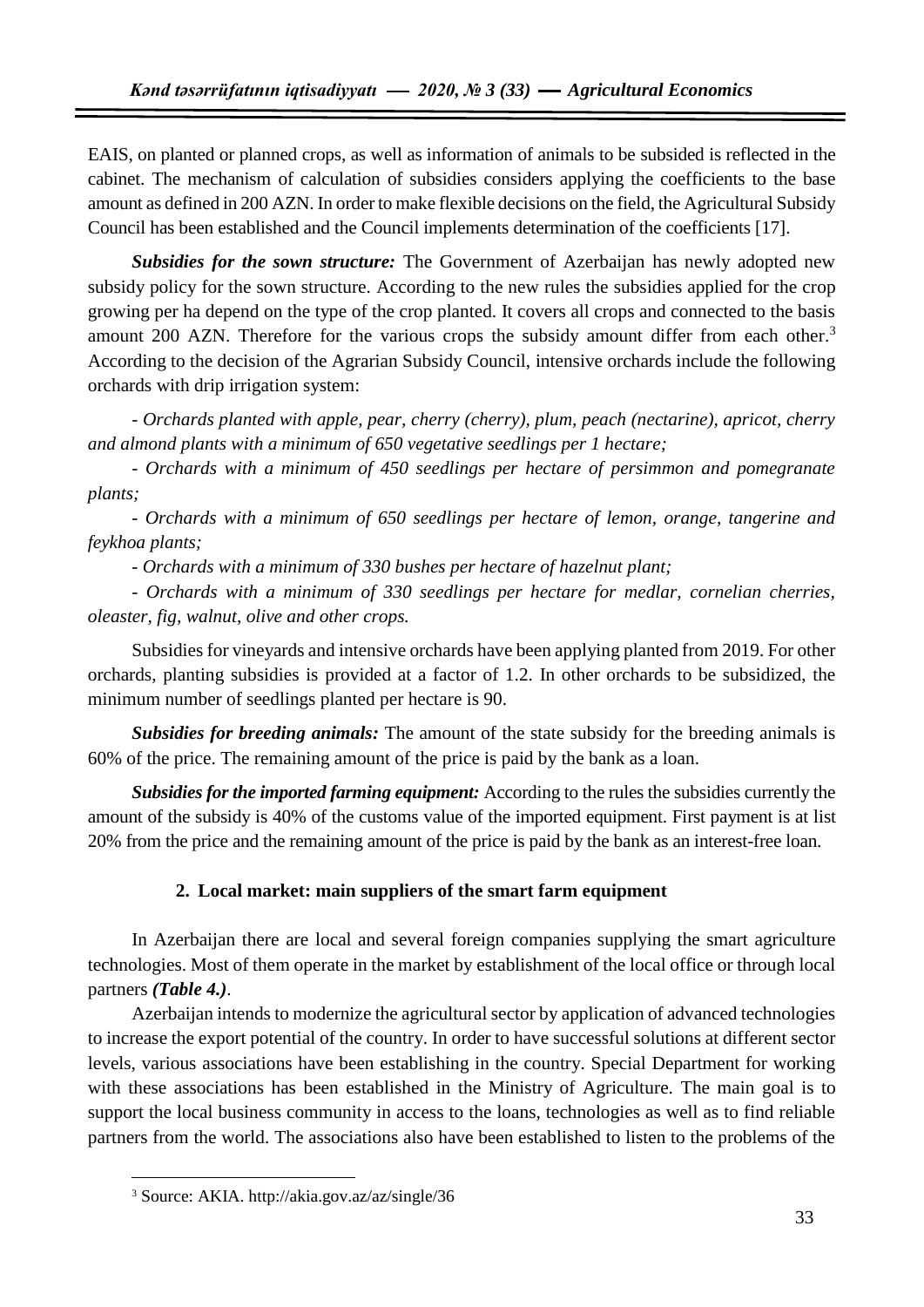EAIS, on planted or planned crops, as well as information of animals to be subsided is reflected in the cabinet. The mechanism of calculation of subsidies considers applying the coefficients to the base amount as defined in 200 AZN. In order to make flexible decisions on the field, the Agricultural Subsidy Council has been established and the Council implements determination of the coefficients [17].

***Subsidies for the sown structure:*** The Government of Azerbaijan has newly adopted new subsidy policy for the sown structure. According to the new rules the subsidies applied for the crop growing per ha depend on the type of the crop planted. It covers all crops and connected to the basis amount 200 AZN. Therefore for the various crops the subsidy amount differ from each other.[3] According to the decision of the Agrarian Subsidy Council, intensive orchards include the following orchards with drip irrigation system:

*- Orchards planted with apple, pear, cherry (cherry), plum, peach (nectarine), apricot, cherry and almond plants with a minimum of 650 vegetative seedlings per 1 hectare;*

*- Orchards with a minimum of 450 seedlings per hectare of persimmon and pomegranate plants;*

*- Orchards with a minimum of 650 seedlings per hectare of lemon, orange, tangerine and feykhoa plants;*

*- Orchards with a minimum of 330 bushes per hectare of hazelnut plant;*

*- Orchards with a minimum of 330 seedlings per hectare for medlar, cornelian cherries, oleaster, fig, walnut, olive and other crops.*

Subsidies for vineyards and intensive orchards have been applying planted from 2019. For other orchards, planting subsidies is provided at a factor of 1.2. In other orchards to be subsidized, the minimum number of seedlings planted per hectare is 90.

***Subsidies for breeding animals:*** The amount of the state subsidy for the breeding animals is 60% of the price. The remaining amount of the price is paid by the bank as a loan.

***Subsidies for the imported farming equipment:*** According to the rules the subsidies currently the amount of the subsidy is 40% of the customs value of the imported equipment. First payment is at list 20% from the price and the remaining amount of the price is paid by the bank as an interest-free loan.

## 2. Local market: main suppliers of the smart farm equipment

In Azerbaijan there are local and several foreign companies supplying the smart agriculture technologies. Most of them operate in the market by establishment of the local office or through local partners ***(Table 4.)***.

Azerbaijan intends to modernize the agricultural sector by application of advanced technologies to increase the export potential of the country. In order to have successful solutions at different sector levels, various associations have been establishing in the country. Special Department for working with these associations has been established in the Ministry of Agriculture. The main goal is to support the local business community in access to the loans, technologies as well as to find reliable partners from the world. The associations also have been established to listen to the problems of the

[3] Source: AKIA. http://akia.gov.az/az/single/36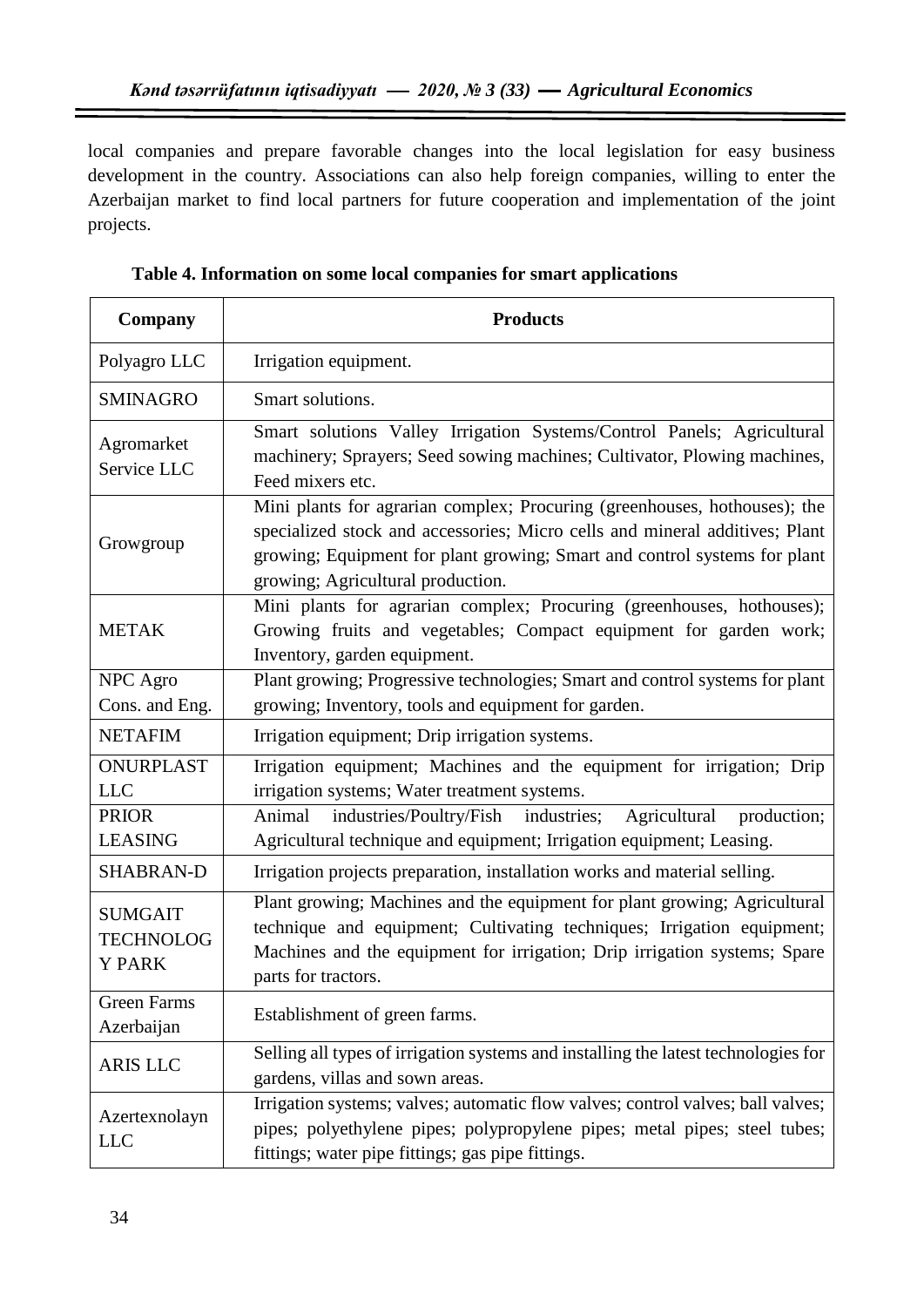local companies and prepare favorable changes into the local legislation for easy business development in the country. Associations can also help foreign companies, willing to enter the Azerbaijan market to find local partners for future cooperation and implementation of the joint projects.

**Table 4. Information on some local companies for smart applications**

| Company | Products |
|---|---|
| Polyagro LLC | Irrigation equipment. |
| SMINAGRO | Smart solutions. |
| Agromarket Service LLC | Smart solutions Valley Irrigation Systems/Control Panels; Agricultural machinery; Sprayers; Seed sowing machines; Cultivator, Plowing machines, Feed mixers etc. |
| Growgroup | Mini plants for agrarian complex; Procuring (greenhouses, hothouses); the specialized stock and accessories; Micro cells and mineral additives; Plant growing; Equipment for plant growing; Smart and control systems for plant growing; Agricultural production. |
| METAK | Mini plants for agrarian complex; Procuring (greenhouses, hothouses); Growing fruits and vegetables; Compact equipment for garden work; Inventory, garden equipment. |
| NPC Agro Cons. and Eng. | Plant growing; Progressive technologies; Smart and control systems for plant growing; Inventory, tools and equipment for garden. |
| NETAFIM | Irrigation equipment; Drip irrigation systems. |
| ONURPLAST LLC | Irrigation equipment; Machines and the equipment for irrigation; Drip irrigation systems; Water treatment systems. |
| PRIOR LEASING | Animal industries/Poultry/Fish industries; Agricultural production; Agricultural technique and equipment; Irrigation equipment; Leasing. |
| SHABRAN-D | Irrigation projects preparation, installation works and material selling. |
| SUMGAIT TECHNOLOGY PARK | Plant growing; Machines and the equipment for plant growing; Agricultural technique and equipment; Cultivating techniques; Irrigation equipment; Machines and the equipment for irrigation; Drip irrigation systems; Spare parts for tractors. |
| Green Farms Azerbaijan | Establishment of green farms. |
| ARIS LLC | Selling all types of irrigation systems and installing the latest technologies for gardens, villas and sown areas. |
| Azertexnolayn LLC | Irrigation systems; valves; automatic flow valves; control valves; ball valves; pipes; polyethylene pipes; polypropylene pipes; metal pipes; steel tubes; fittings; water pipe fittings; gas pipe fittings. |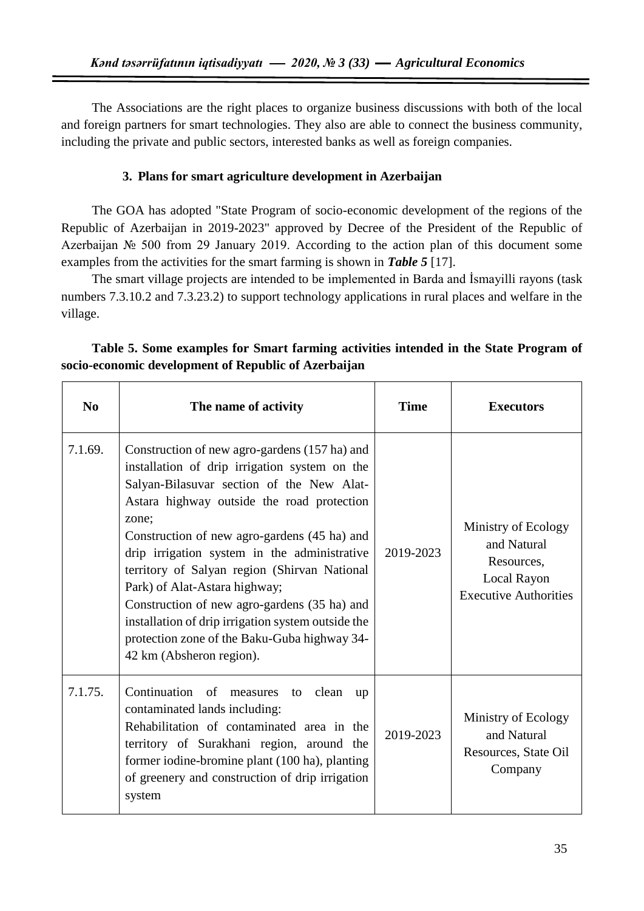The Associations are the right places to organize business discussions with both of the local and foreign partners for smart technologies. They also are able to connect the business community, including the private and public sectors, interested banks as well as foreign companies.

## 3. Plans for smart agriculture development in Azerbaijan

The GOA has adopted "State Program of socio-economic development of the regions of the Republic of Azerbaijan in 2019-2023" approved by Decree of the President of the Republic of Azerbaijan № 500 from 29 January 2019. According to the action plan of this document some examples from the activities for the smart farming is shown in ***Table 5*** [17].

The smart village projects are intended to be implemented in Barda and İsmayilli rayons (task numbers 7.3.10.2 and 7.3.23.2) to support technology applications in rural places and welfare in the village.

**Table 5. Some examples for Smart farming activities intended in the State Program of socio-economic development of Republic of Azerbaijan**

| No | The name of activity | Time | Executors |
|---|---|---|---|
| 7.1.69. | Construction of new agro-gardens (157 ha) and installation of drip irrigation system on the Salyan-Bilasuvar section of the New Alat-Astara highway outside the road protection zone;<br>Construction of new agro-gardens (45 ha) and drip irrigation system in the administrative territory of Salyan region (Shirvan National Park) of Alat-Astara highway;<br>Construction of new agro-gardens (35 ha) and installation of drip irrigation system outside the protection zone of the Baku-Guba highway 34-42 km (Absheron region). | 2019-2023 | Ministry of Ecology and Natural Resources, Local Rayon Executive Authorities |
| 7.1.75. | Continuation of measures to clean up contaminated lands including:<br>Rehabilitation of contaminated area in the territory of Surakhani region, around the former iodine-bromine plant (100 ha), planting of greenery and construction of drip irrigation system | 2019-2023 | Ministry of Ecology and Natural Resources, State Oil Company |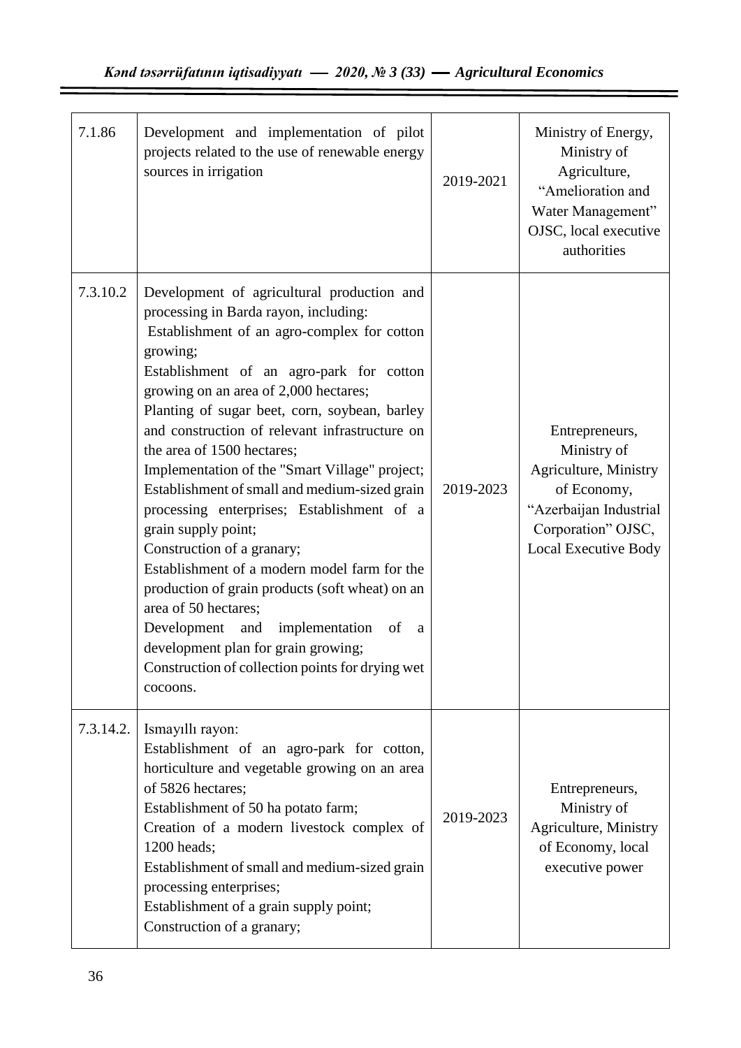| 7.1.86 | Development and implementation of pilot projects related to the use of renewable energy sources in irrigation | 2019-2021 | Ministry of Energy, Ministry of Agriculture, "Amelioration and Water Management" OJSC, local executive authorities |
|---|---|---|---|
| 7.3.10.2 | Development of agricultural production and processing in Barda rayon, including:<br>Establishment of an agro-complex for cotton growing;<br>Establishment of an agro-park for cotton growing on an area of 2,000 hectares;<br>Planting of sugar beet, corn, soybean, barley and construction of relevant infrastructure on the area of 1500 hectares;<br>Implementation of the "Smart Village" project;<br>Establishment of small and medium-sized grain processing enterprises; Establishment of a grain supply point;<br>Construction of a granary;<br>Establishment of a modern model farm for the production of grain products (soft wheat) on an area of 50 hectares;<br>Development and implementation of a development plan for grain growing;<br>Construction of collection points for drying wet cocoons. | 2019-2023 | Entrepreneurs, Ministry of Agriculture, Ministry of Economy, "Azerbaijan Industrial Corporation" OJSC, Local Executive Body |
| 7.3.14.2. | Ismayıllı rayon:<br>Establishment of an agro-park for cotton, horticulture and vegetable growing on an area of 5826 hectares;<br>Establishment of 50 ha potato farm;<br>Creation of a modern livestock complex of 1200 heads;<br>Establishment of small and medium-sized grain processing enterprises;<br>Establishment of a grain supply point;<br>Construction of a granary; | 2019-2023 | Entrepreneurs, Ministry of Agriculture, Ministry of Economy, local executive power |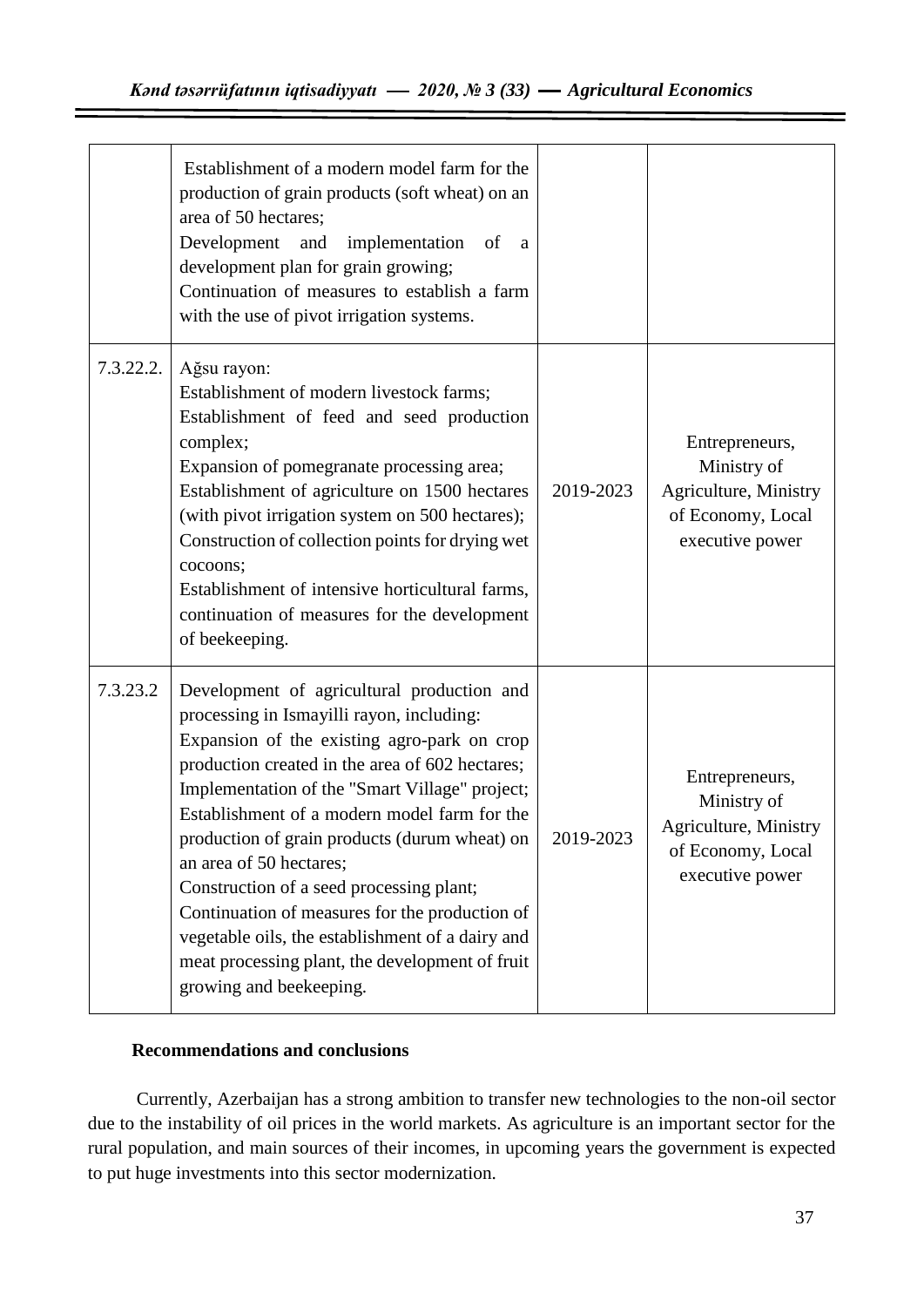| | | | |
|---|---|---|---|
| | Establishment of a modern model farm for the production of grain products (soft wheat) on an area of 50 hectares;<br>Development and implementation of a development plan for grain growing;<br>Continuation of measures to establish a farm with the use of pivot irrigation systems. | | |
| 7.3.22.2. | Ağsu rayon:<br>Establishment of modern livestock farms;<br>Establishment of feed and seed production complex;<br>Expansion of pomegranate processing area;<br>Establishment of agriculture on 1500 hectares (with pivot irrigation system on 500 hectares);<br>Construction of collection points for drying wet cocoons;<br>Establishment of intensive horticultural farms, continuation of measures for the development of beekeeping. | 2019-2023 | Entrepreneurs, Ministry of Agriculture, Ministry of Economy, Local executive power |
| 7.3.23.2 | Development of agricultural production and processing in Ismayilli rayon, including:<br>Expansion of the existing agro-park on crop production created in the area of 602 hectares;<br>Implementation of the "Smart Village" project;<br>Establishment of a modern model farm for the production of grain products (durum wheat) on an area of 50 hectares;<br>Construction of a seed processing plant;<br>Continuation of measures for the production of vegetable oils, the establishment of a dairy and meat processing plant, the development of fruit growing and beekeeping. | 2019-2023 | Entrepreneurs, Ministry of Agriculture, Ministry of Economy, Local executive power |

**Recommendations and conclusions**

Currently, Azerbaijan has a strong ambition to transfer new technologies to the non-oil sector due to the instability of oil prices in the world markets. As agriculture is an important sector for the rural population, and main sources of their incomes, in upcoming years the government is expected to put huge investments into this sector modernization.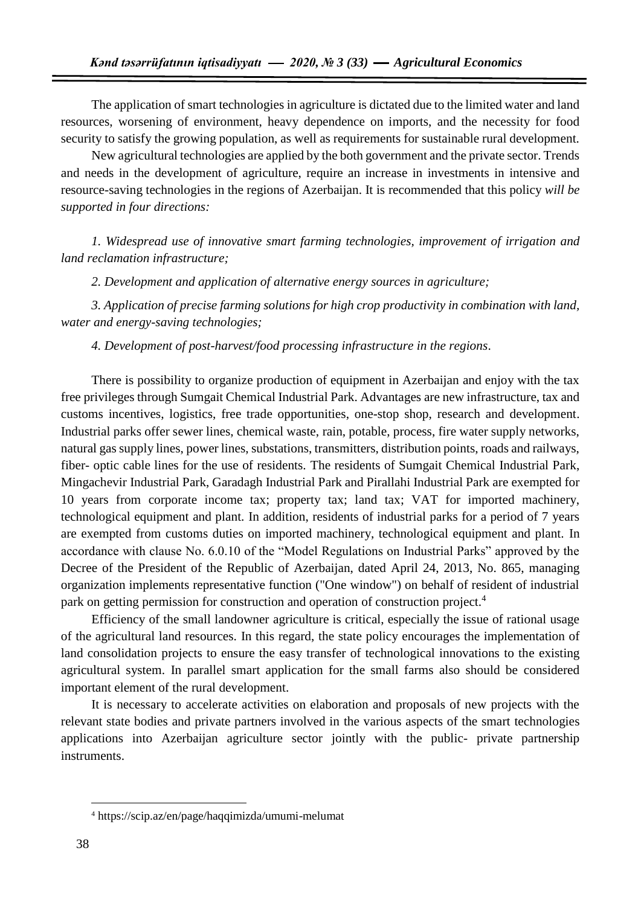The application of smart technologies in agriculture is dictated due to the limited water and land resources, worsening of environment, heavy dependence on imports, and the necessity for food security to satisfy the growing population, as well as requirements for sustainable rural development.

New agricultural technologies are applied by the both government and the private sector. Trends and needs in the development of agriculture, require an increase in investments in intensive and resource-saving technologies in the regions of Azerbaijan. It is recommended that this policy *will be supported in four directions:*

*1. Widespread use of innovative smart farming technologies, improvement of irrigation and land reclamation infrastructure;*

*2. Development and application of alternative energy sources in agriculture;*

*3. Application of precise farming solutions for high crop productivity in combination with land, water and energy-saving technologies;*

*4. Development of post-harvest/food processing infrastructure in the regions*.

There is possibility to organize production of equipment in Azerbaijan and enjoy with the tax free privileges through Sumgait Chemical Industrial Park. Advantages are new infrastructure, tax and customs incentives, logistics, free trade opportunities, one-stop shop, research and development. Industrial parks offer sewer lines, chemical waste, rain, potable, process, fire water supply networks, natural gas supply lines, power lines, substations, transmitters, distribution points, roads and railways, fiber- optic cable lines for the use of residents. The residents of Sumgait Chemical Industrial Park, Mingachevir Industrial Park, Garadagh Industrial Park and Pirallahi Industrial Park are exempted for 10 years from corporate income tax; property tax; land tax; VAT for imported machinery, technological equipment and plant. In addition, residents of industrial parks for a period of 7 years are exempted from customs duties on imported machinery, technological equipment and plant. In accordance with clause No. 6.0.10 of the "Model Regulations on Industrial Parks" approved by the Decree of the President of the Republic of Azerbaijan, dated April 24, 2013, No. 865, managing organization implements representative function ("One window") on behalf of resident of industrial park on getting permission for construction and operation of construction project.[4]

Efficiency of the small landowner agriculture is critical, especially the issue of rational usage of the agricultural land resources. In this regard, the state policy encourages the implementation of land consolidation projects to ensure the easy transfer of technological innovations to the existing agricultural system. In parallel smart application for the small farms also should be considered important element of the rural development.

It is necessary to accelerate activities on elaboration and proposals of new projects with the relevant state bodies and private partners involved in the various aspects of the smart technologies applications into Azerbaijan agriculture sector jointly with the public- private partnership instruments.

---

[4] https://scip.az/en/page/haqqimizda/umumi-melumat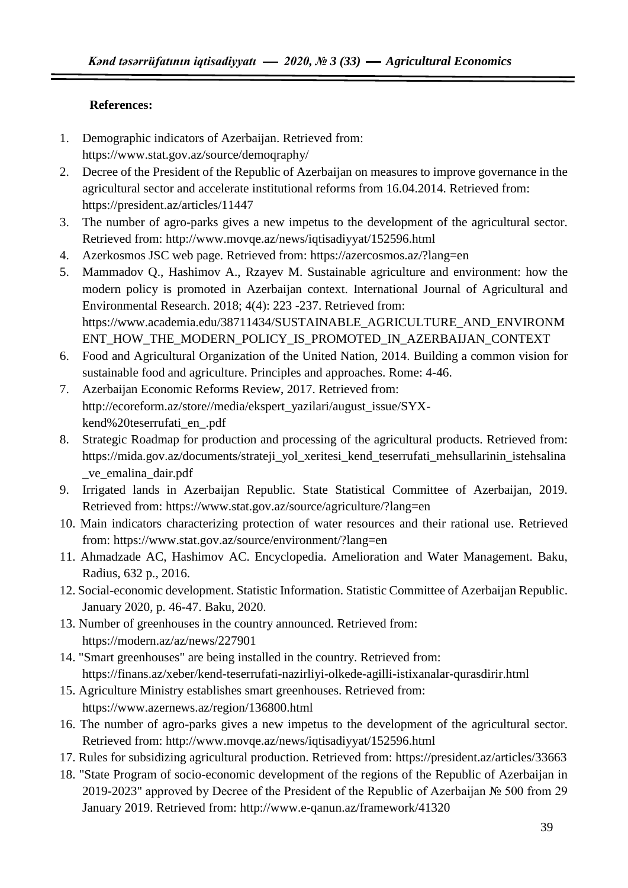**References:**

1. Demographic indicators of Azerbaijan. Retrieved from: https://www.stat.gov.az/source/demoqraphy/
2. Decree of the President of the Republic of Azerbaijan on measures to improve governance in the agricultural sector and accelerate institutional reforms from 16.04.2014. Retrieved from: https://president.az/articles/11447
3. The number of agro-parks gives a new impetus to the development of the agricultural sector. Retrieved from: http://www.movqe.az/news/iqtisadiyyat/152596.html
4. Azerkosmos JSC web page. Retrieved from: https://azercosmos.az/?lang=en
5. Mammadov Q., Hashimov A., Rzayev M. Sustainable agriculture and environment: how the modern policy is promoted in Azerbaijan context. International Journal of Agricultural and Environmental Research. 2018; 4(4): 223 -237. Retrieved from: https://www.academia.edu/38711434/SUSTAINABLE_AGRICULTURE_AND_ENVIRONMENT_HOW_THE_MODERN_POLICY_IS_PROMOTED_IN_AZERBAIJAN_CONTEXT
6. Food and Agricultural Organization of the United Nation, 2014. Building a common vision for sustainable food and agriculture. Principles and approaches. Rome: 4-46.
7. Azerbaijan Economic Reforms Review, 2017. Retrieved from: http://ecoreform.az/store//media/ekspert_yazilari/august_issue/SYX-kend%20teserrufati_en_.pdf
8. Strategic Roadmap for production and processing of the agricultural products. Retrieved from: https://mida.gov.az/documents/strateji_yol_xeritesi_kend_teserrufati_mehsullarinin_istehsalina_ve_emalina_dair.pdf
9. Irrigated lands in Azerbaijan Republic. State Statistical Committee of Azerbaijan, 2019. Retrieved from: https://www.stat.gov.az/source/agriculture/?lang=en
10. Main indicators characterizing protection of water resources and their rational use. Retrieved from: https://www.stat.gov.az/source/environment/?lang=en
11. Ahmadzade AC, Hashimov AC. Encyclopedia. Amelioration and Water Management. Baku, Radius, 632 p., 2016.
12. Social-economic development. Statistic Information. Statistic Committee of Azerbaijan Republic. January 2020, p. 46-47. Baku, 2020.
13. Number of greenhouses in the country announced. Retrieved from: https://modern.az/az/news/227901
14. "Smart greenhouses" are being installed in the country. Retrieved from: https://finans.az/xeber/kend-teserrufati-nazirliyi-olkede-agilli-istixanalar-qurasdirir.html
15. Agriculture Ministry establishes smart greenhouses. Retrieved from: https://www.azernews.az/region/136800.html
16. The number of agro-parks gives a new impetus to the development of the agricultural sector. Retrieved from: http://www.movqe.az/news/iqtisadiyyat/152596.html
17. Rules for subsidizing agricultural production. Retrieved from: https://president.az/articles/33663
18. "State Program of socio-economic development of the regions of the Republic of Azerbaijan in 2019-2023" approved by Decree of the President of the Republic of Azerbaijan № 500 from 29 January 2019. Retrieved from: http://www.e-qanun.az/framework/41320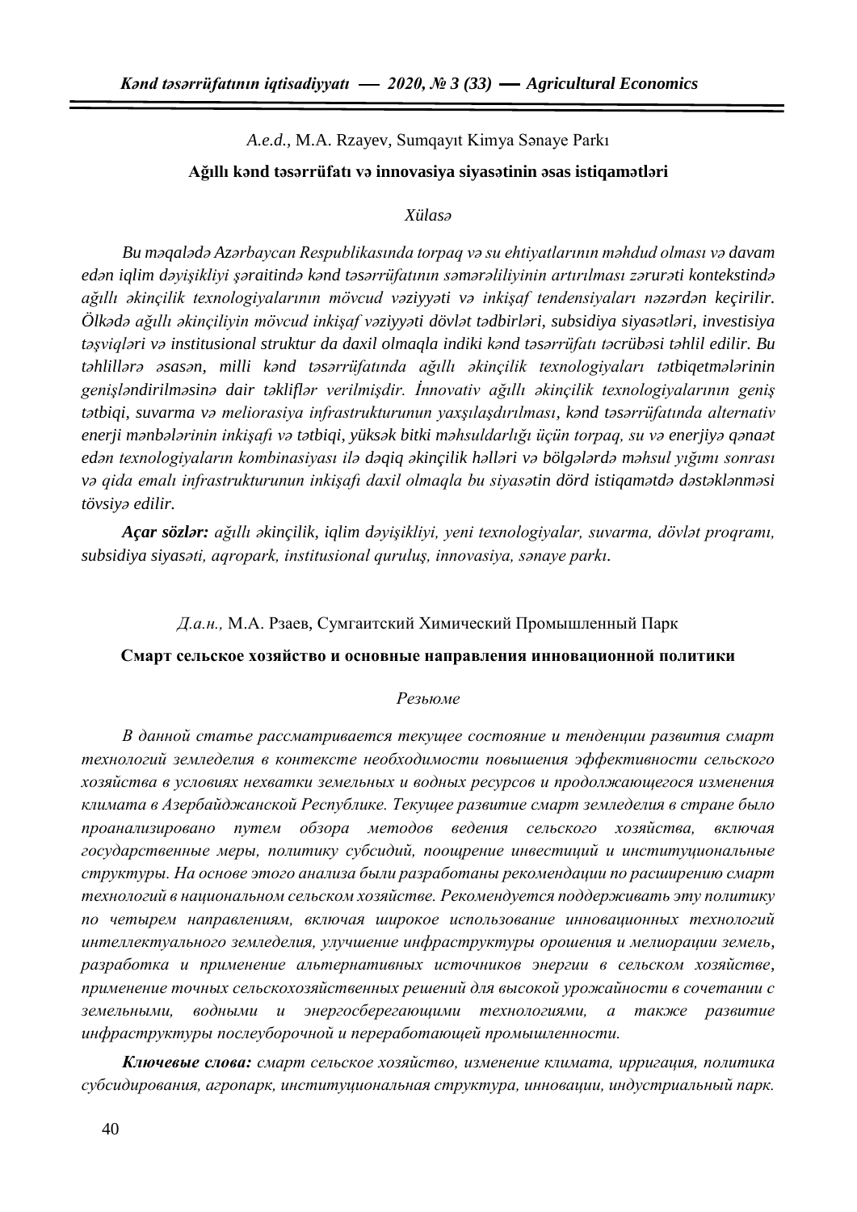*A.e.d.,* M.A. Rzayev, Sumqayıt Kimya Sənaye Parkı

**Ağıllı kənd təsərrüfatı və innovasiya siyasətinin əsas istiqamətləri**

*Xülasə*

*Bu məqalədə Azərbaycan Respublikasında torpaq və su ehtiyatlarının məhdud olması və davam edən iqlim dəyişikliyi şəraitində kənd təsərrüfatının səmərəliliyinin artırılması zərurəti kontekstində ağıllı əkinçilik texnologiyalarının mövcud vəziyyəti və inkişaf tendensiyaları nəzərdən keçirilir. Ölkədə ağıllı əkinçiliyin mövcud inkişaf vəziyyəti dövlət tədbirləri, subsidiya siyasətləri, investisiya təşviqləri və institusional struktur da daxil olmaqla indiki kənd təsərrüfatı təcrübəsi təhlil edilir. Bu təhlillərə əsasən, milli kənd təsərrüfatında ağıllı əkinçilik texnologiyaları tətbiqetmələrinin genişləndirilməsinə dair təkliflər verilmişdir. İnnovativ ağıllı əkinçilik texnologiyalarının geniş tətbiqi, suvarma və meliorasiya infrastrukturunun yaxşılaşdırılması, kənd təsərrüfatında alternativ enerji mənbələrinin inkişafı və tətbiqi, yüksək bitki məhsuldarlığı üçün torpaq, su və enerjiyə qənaət edən texnologiyaların kombinasiyası ilə dəqiq əkinçilik həlləri və bölgələrdə məhsul yığımı sonrası və qida emalı infrastrukturunun inkişafı daxil olmaqla bu siyasətin dörd istiqamətdə dəstəklənməsi tövsiyə edilir.*

***Açar sözlər:*** *ağıllı əkinçilik, iqlim dəyişikliyi, yeni texnologiyalar, suvarma, dövlət proqramı, subsidiya siyasəti, aqropark, institusional quruluş, innovasiya, sənaye parkı.*

*Д.а.н.,* М.А. Рзаев, Сумгаитский Химический Промышленный Парк

**Смарт сельское хозяйство и основные направления инновационной политики**

*Резюме*

*В данной статье рассматривается текущее состояние и тенденции развития смарт технологий земледелия в контексте необходимости повышения эффективности сельского хозяйства в условиях нехватки земельных и водных ресурсов и продолжающегося изменения климата в Азербайджанской Республике. Текущее развитие смарт земледелия в стране было проанализировано путем обзора методов ведения сельского хозяйства, включая государственные меры, политику субсидий, поощрение инвестиций и институциональные структуры. На основе этого анализа были разработаны рекомендации по расширению смарт технологий в национальном сельском хозяйстве. Рекомендуется поддерживать эту политику по четырем направлениям, включая широкое использование инновационных технологий интеллектуального земледелия, улучшение инфраструктуры орошения и мелиорации земель, разработка и применение альтернативных источников энергии в сельском хозяйстве, применение точных сельскохозяйственных решений для высокой урожайности в сочетании с земельными, водными и энергосберегающими технологиями, а также развитие инфраструктуры послеуборочной и перерабатающей промышленности.*

***Ключевые слова:*** *смарт сельское хозяйство, изменение климата, ирригация, политика субсидирования, агропарк, институциональная структура, инновации, индустриальный парк.*